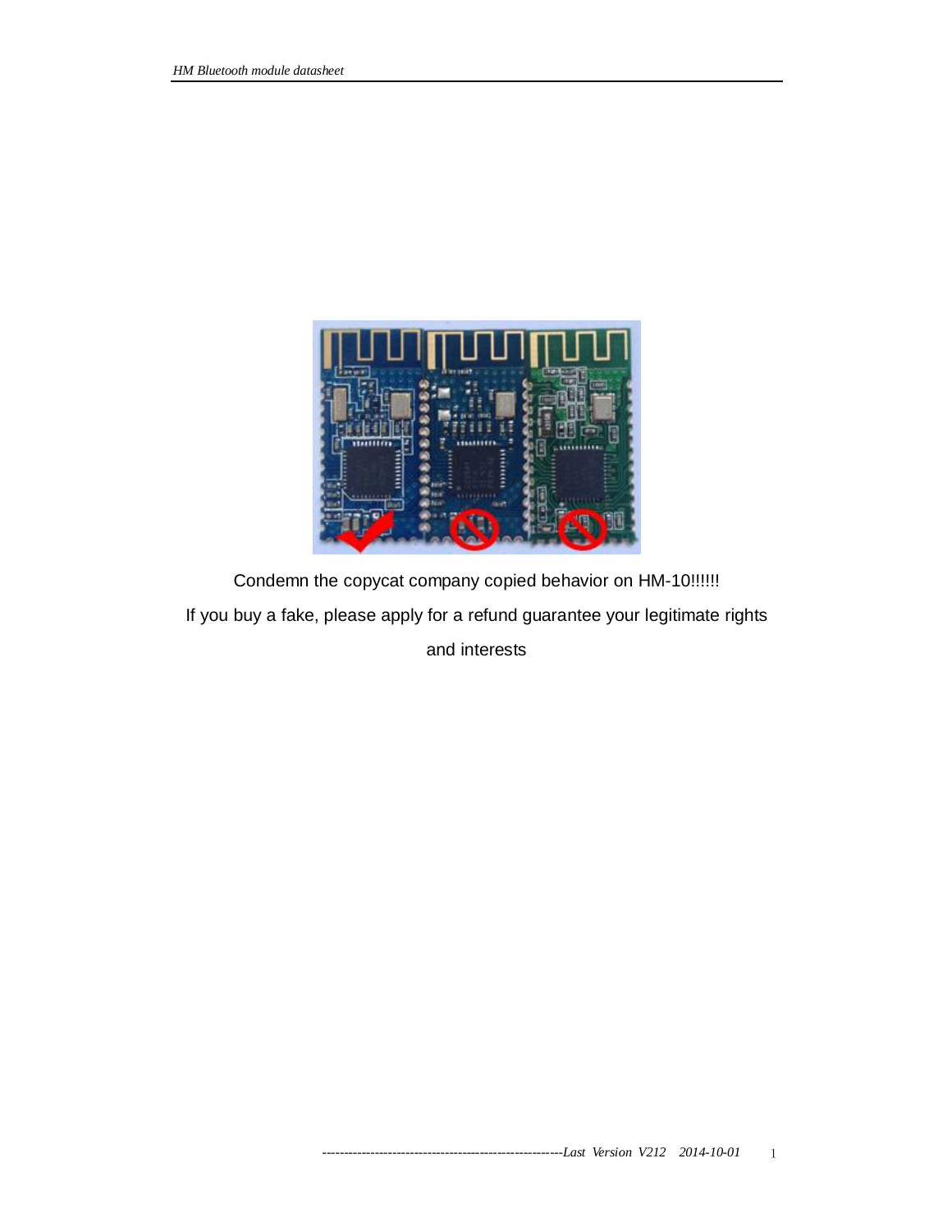Condemn the copycat company copied behavior on HM-10!!!!!!

If you buy a fake, please apply for a refund guarantee your legitimate rights and interests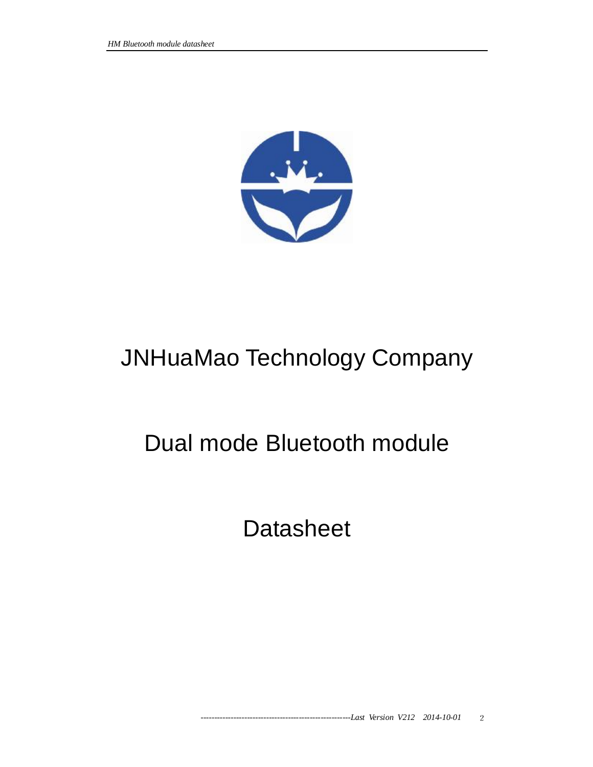# JNHuaMao Technology Company

# Dual mode Bluetooth module

# Datasheet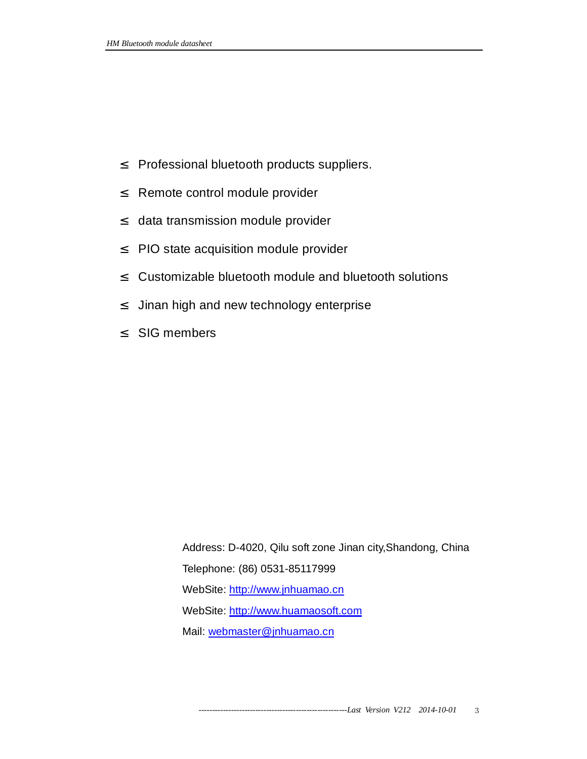≤ Professional bluetooth products suppliers.

≤ Remote control module provider

≤ data transmission module provider

≤ PIO state acquisition module provider

≤ Customizable bluetooth module and bluetooth solutions

≤ Jinan high and new technology enterprise

≤ SIG members

Address: D-4020, Qilu soft zone Jinan city,Shandong, China

Telephone: (86) 0531-85117999

WebSite: [http://www.jnhuamao.cn](http://www.jnhuamao.cn)

WebSite: [http://www.huamaosoft.com](http://www.huamaosoft.com)

Mail: [webmaster@jnhuamao.cn](mailto:webmaster@jnhuamao.cn)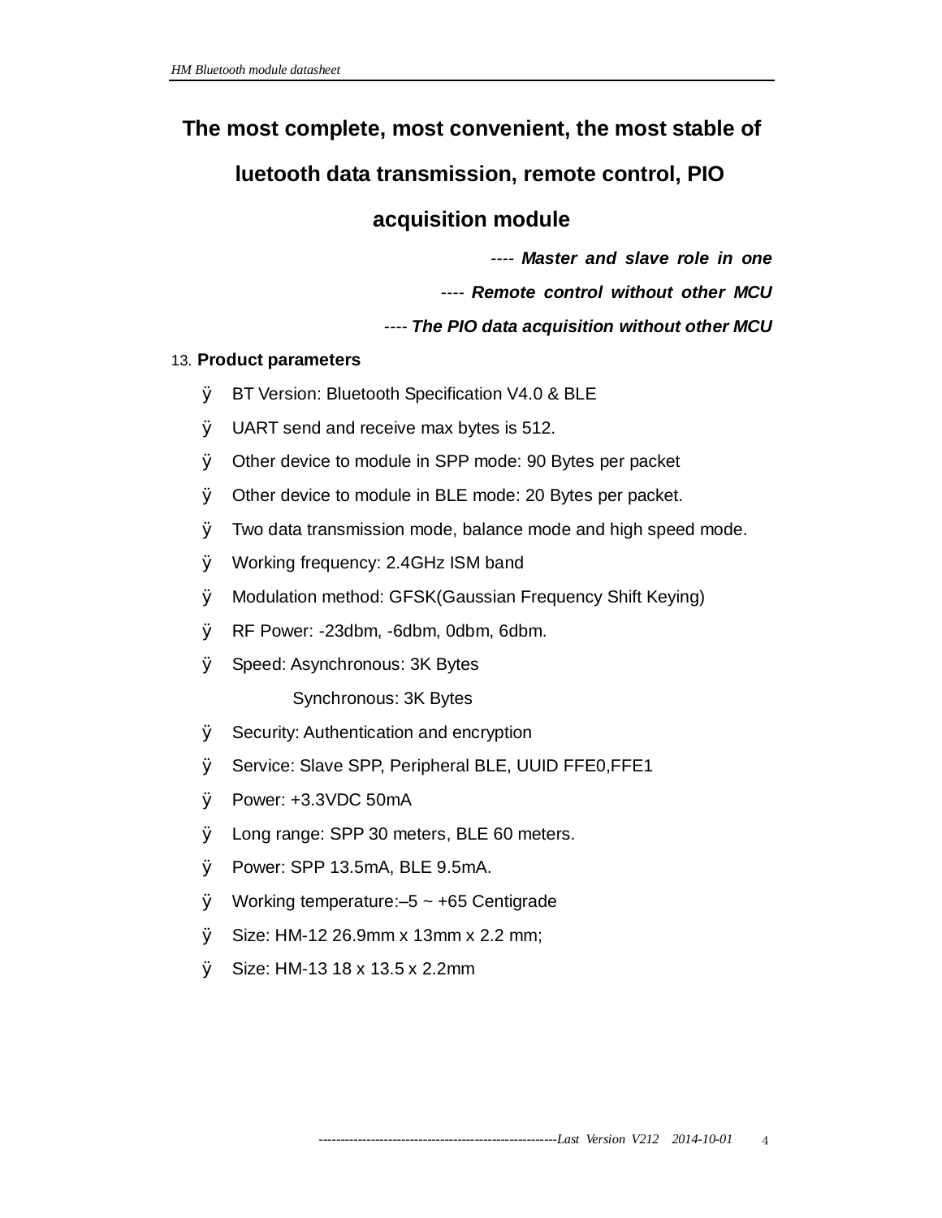# The most complete, most convenient, the most stable of luetooth data transmission, remote control, PIO acquisition module

---- ***Master and slave role in one***

---- ***Remote control without other MCU***

---- ***The PIO data acquisition without other MCU***

## 13. Product parameters

- BT Version: Bluetooth Specification V4.0 & BLE
- UART send and receive max bytes is 512.
- Other device to module in SPP mode: 90 Bytes per packet
- Other device to module in BLE mode: 20 Bytes per packet.
- Two data transmission mode, balance mode and high speed mode.
- Working frequency: 2.4GHz ISM band
- Modulation method: GFSK(Gaussian Frequency Shift Keying)
- RF Power: -23dbm, -6dbm, 0dbm, 6dbm.
- Speed: Asynchronous: 3K Bytes

  Synchronous: 3K Bytes
- Security: Authentication and encryption
- Service: Slave SPP, Peripheral BLE, UUID FFE0,FFE1
- Power: +3.3VDC 50mA
- Long range: SPP 30 meters, BLE 60 meters.
- Power: SPP 13.5mA, BLE 9.5mA.
- Working temperature:–5 ~ +65 Centigrade
- Size: HM-12 26.9mm x 13mm x 2.2 mm;
- Size: HM-13 18 x 13.5 x 2.2mm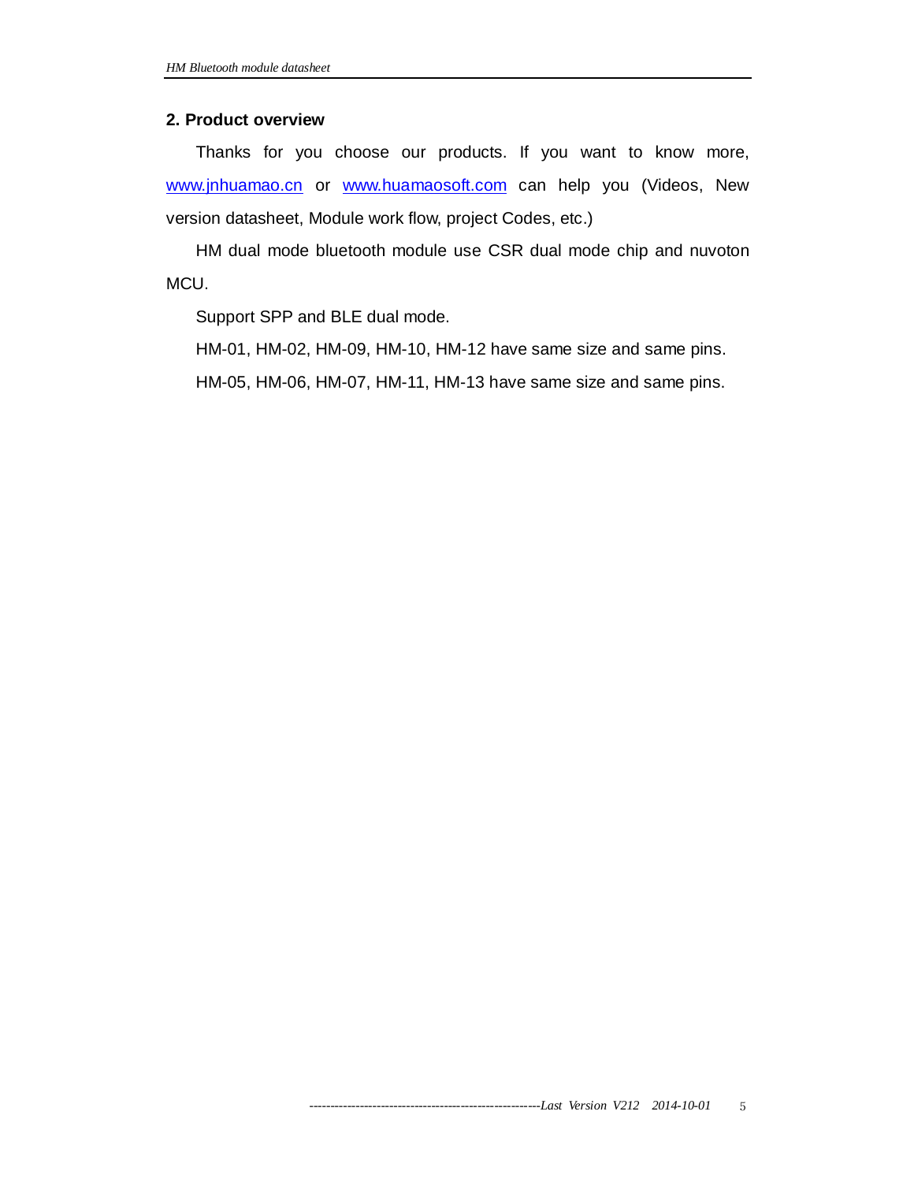## 2. Product overview

Thanks for you choose our products. If you want to know more, www.jnhuamao.cn or www.huamaosoft.com can help you (Videos, New version datasheet, Module work flow, project Codes, etc.)

HM dual mode bluetooth module use CSR dual mode chip and nuvoton MCU.

Support SPP and BLE dual mode.

HM-01, HM-02, HM-09, HM-10, HM-12 have same size and same pins.

HM-05, HM-06, HM-07, HM-11, HM-13 have same size and same pins.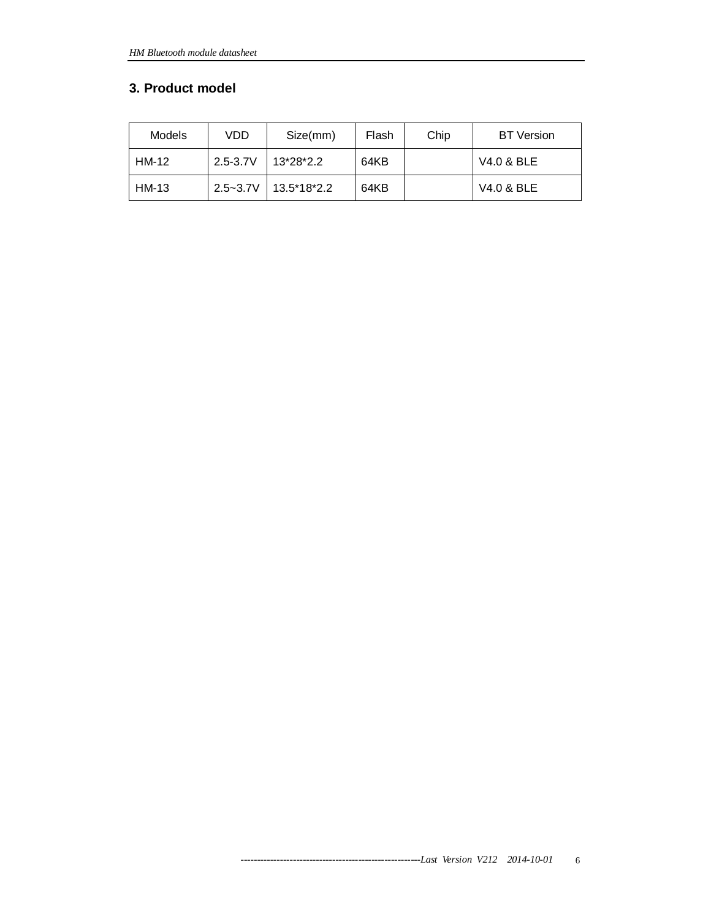## 3. Product model

| Models | VDD | Size(mm) | Flash | Chip | BT Version |
|---|---|---|---|---|---|
| HM-12 | 2.5-3.7V | 13*28*2.2 | 64KB | | V4.0 & BLE |
| HM-13 | 2.5~3.7V | 13.5*18*2.2 | 64KB | | V4.0 & BLE |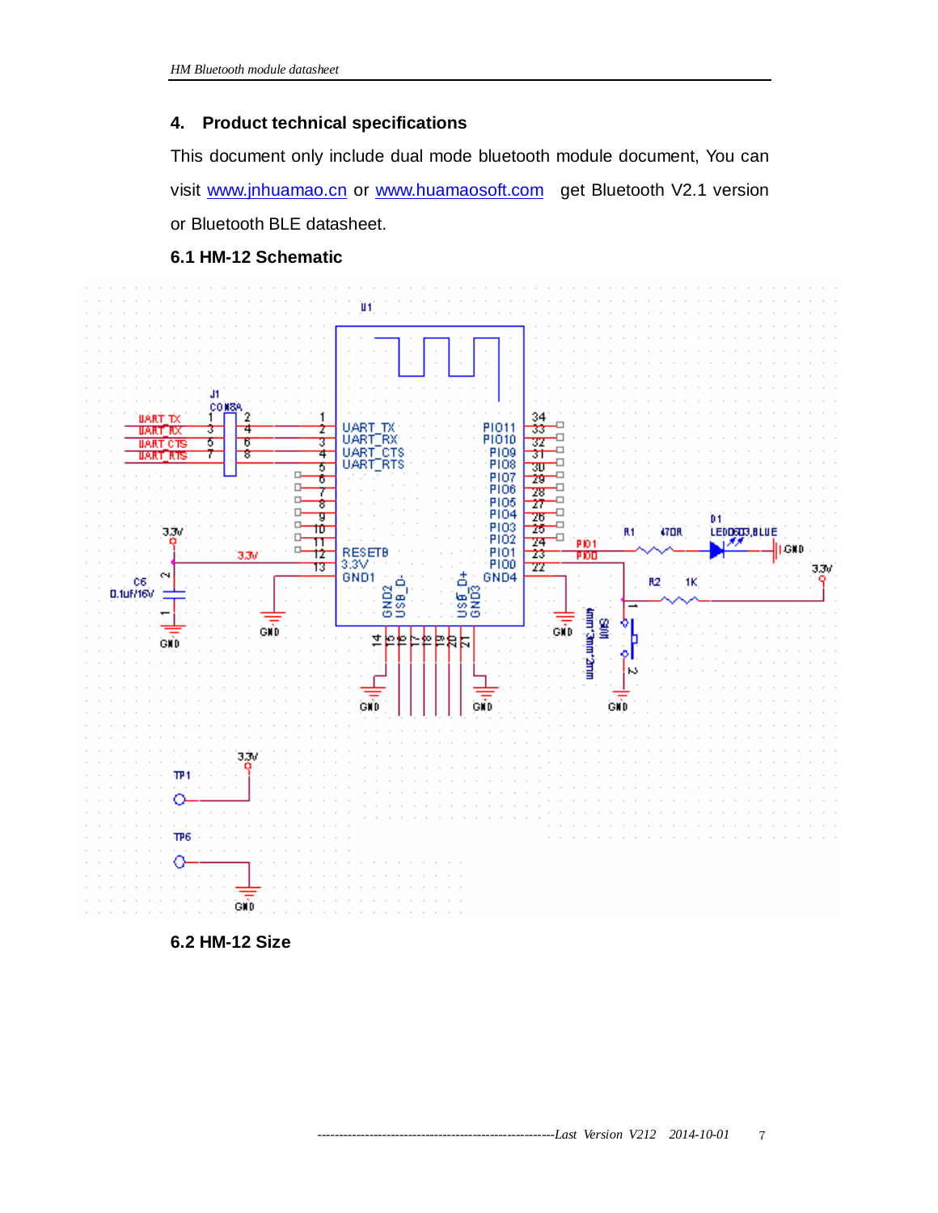## 4. Product technical specifications

This document only include dual mode bluetooth module document, You can visit www.jnhuamao.cn or www.huamaosoft.com get Bluetooth V2.1 version or Bluetooth BLE datasheet.

### 6.1 HM-12 Schematic

### 6.2 HM-12 Size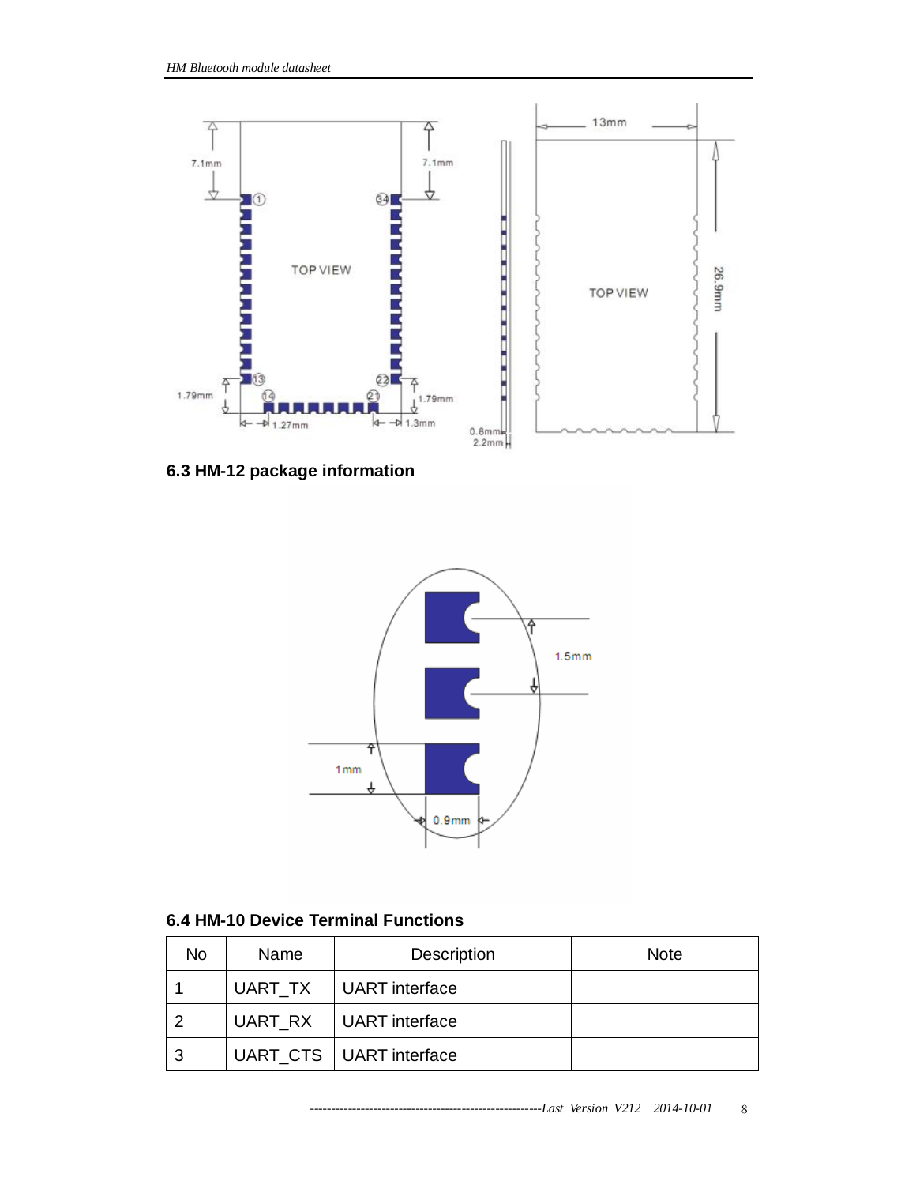## 6.3 HM-12 package information

## 6.4 HM-10 Device Terminal Functions

| No | Name | Description | Note |
|---|---|---|---|
| 1 | UART_TX | UART interface | |
| 2 | UART_RX | UART interface | |
| 3 | UART_CTS | UART interface | |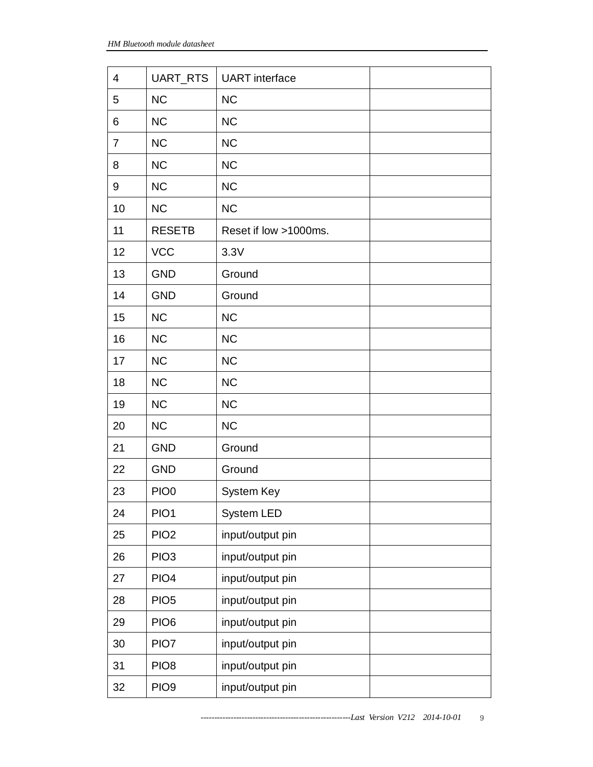| 4 | UART_RTS | UART interface | |
|---|---|---|---|
| 5 | NC | NC | |
| 6 | NC | NC | |
| 7 | NC | NC | |
| 8 | NC | NC | |
| 9 | NC | NC | |
| 10 | NC | NC | |
| 11 | RESETB | Reset if low >1000ms. | |
| 12 | VCC | 3.3V | |
| 13 | GND | Ground | |
| 14 | GND | Ground | |
| 15 | NC | NC | |
| 16 | NC | NC | |
| 17 | NC | NC | |
| 18 | NC | NC | |
| 19 | NC | NC | |
| 20 | NC | NC | |
| 21 | GND | Ground | |
| 22 | GND | Ground | |
| 23 | PIO0 | System Key | |
| 24 | PIO1 | System LED | |
| 25 | PIO2 | input/output pin | |
| 26 | PIO3 | input/output pin | |
| 27 | PIO4 | input/output pin | |
| 28 | PIO5 | input/output pin | |
| 29 | PIO6 | input/output pin | |
| 30 | PIO7 | input/output pin | |
| 31 | PIO8 | input/output pin | |
| 32 | PIO9 | input/output pin | |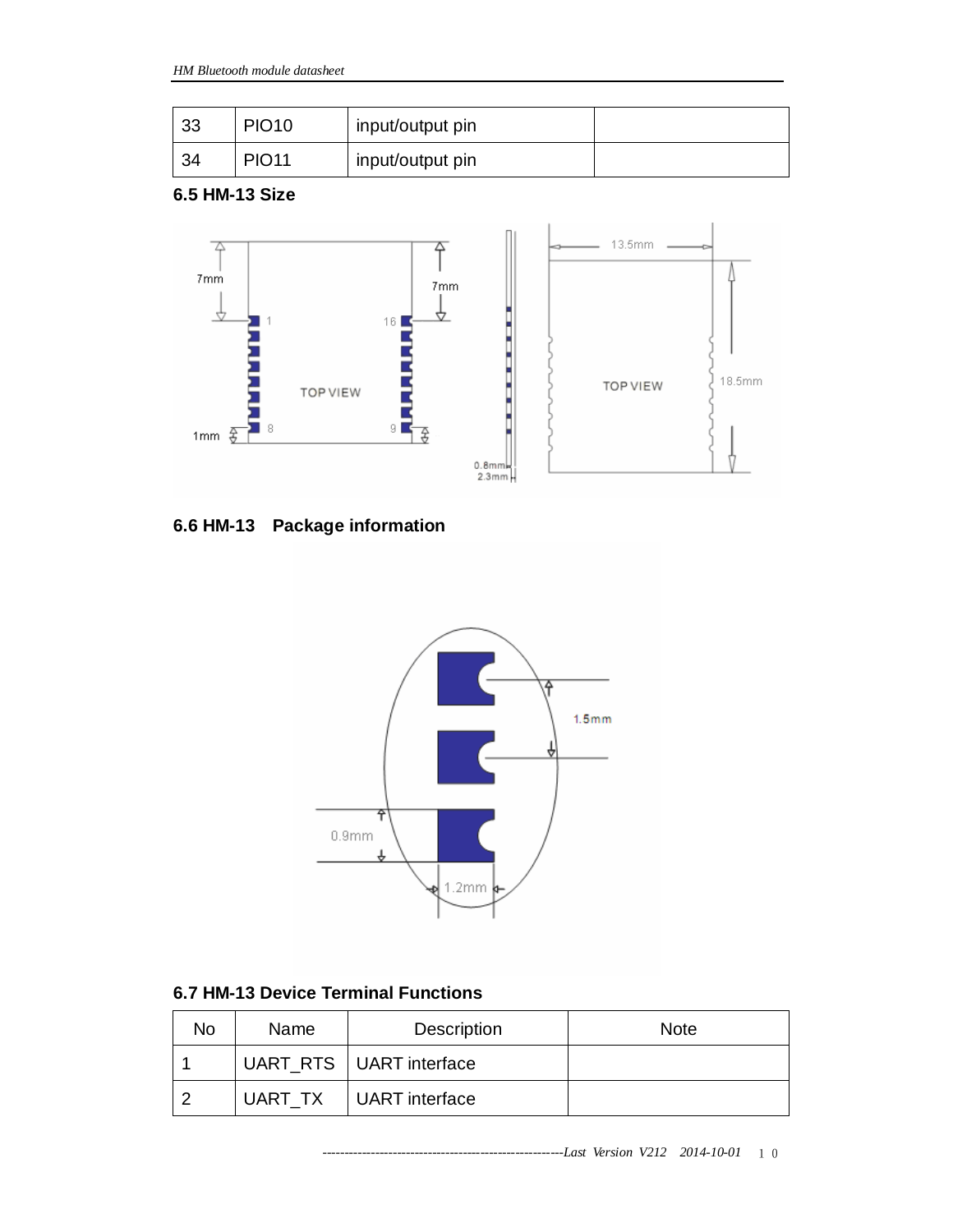| 33 | PIO10 | input/output pin | |
|---|---|---|---|
| 34 | PIO11 | input/output pin | |

### 6.5 HM-13 Size

### 6.6 HM-13 Package information

### 6.7 HM-13 Device Terminal Functions

| No | Name | Description | Note |
|---|---|---|---|
| 1 | UART_RTS | UART interface | |
| 2 | UART_TX | UART interface | |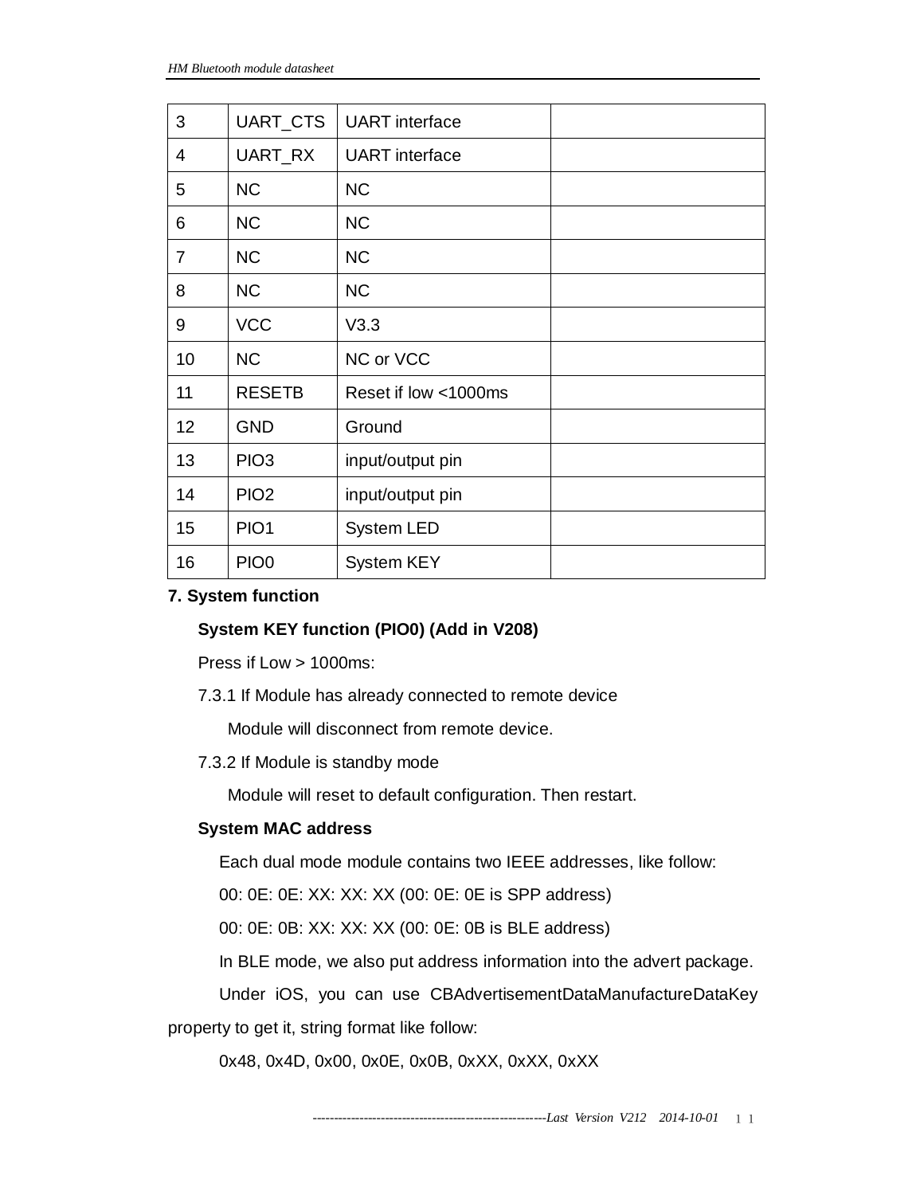| 3 | UART_CTS | UART interface | |
|---|---|---|---|
| 4 | UART_RX | UART interface | |
| 5 | NC | NC | |
| 6 | NC | NC | |
| 7 | NC | NC | |
| 8 | NC | NC | |
| 9 | VCC | V3.3 | |
| 10 | NC | NC or VCC | |
| 11 | RESETB | Reset if low <1000ms | |
| 12 | GND | Ground | |
| 13 | PIO3 | input/output pin | |
| 14 | PIO2 | input/output pin | |
| 15 | PIO1 | System LED | |
| 16 | PIO0 | System KEY | |

## 7. System function

**System KEY function (PIO0) (Add in V208)**

Press if Low > 1000ms:

7.3.1 If Module has already connected to remote device

Module will disconnect from remote device.

7.3.2 If Module is standby mode

Module will reset to default configuration. Then restart.

**System MAC address**

Each dual mode module contains two IEEE addresses, like follow:

00: 0E: 0E: XX: XX: XX (00: 0E: 0E is SPP address)

00: 0E: 0B: XX: XX: XX (00: 0E: 0B is BLE address)

In BLE mode, we also put address information into the advert package.

Under iOS, you can use CBAdvertisementDataManufactureDataKey property to get it, string format like follow:

0x48, 0x4D, 0x00, 0x0E, 0x0B, 0xXX, 0xXX, 0xXX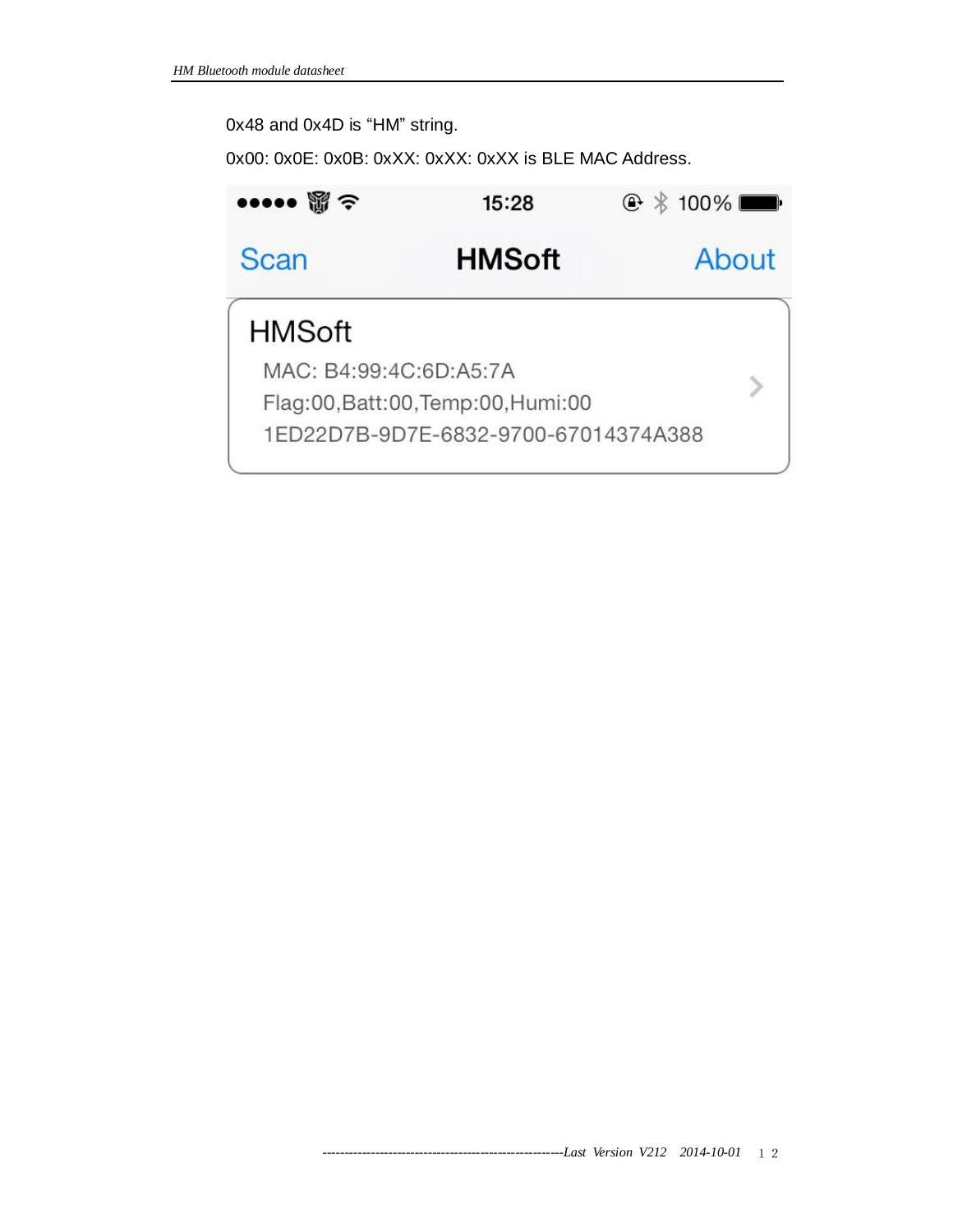0x48 and 0x4D is “HM” string.

0x00: 0x0E: 0x0B: 0xXX: 0xXX: 0xXX is BLE MAC Address.

Scan | HMSoft | About

HMSoft

MAC: B4:99:4C:6D:A5:7A

Flag:00,Batt:00,Temp:00,Humi:00

1ED22D7B-9D7E-6832-9700-67014374A388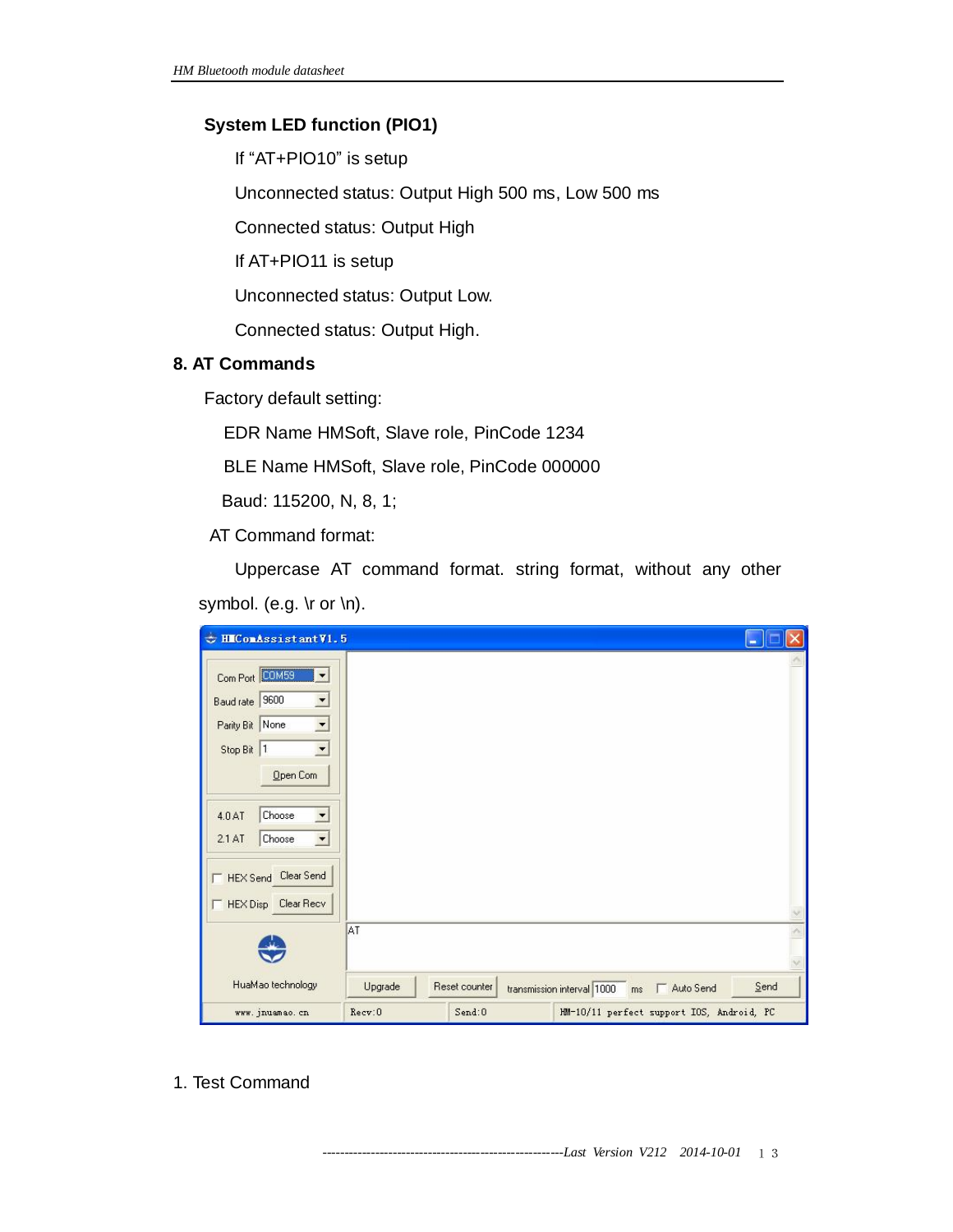**System LED function (PIO1)**

If "AT+PIO10" is setup

Unconnected status: Output High 500 ms, Low 500 ms

Connected status: Output High

If AT+PIO11 is setup

Unconnected status: Output Low.

Connected status: Output High.

## 8. AT Commands

Factory default setting:

EDR Name HMSoft, Slave role, PinCode 1234

BLE Name HMSoft, Slave role, PinCode 000000

Baud: 115200, N, 8, 1;

AT Command format:

Uppercase AT command format. string format, without any other symbol. (e.g. \r or \n).

1. Test Command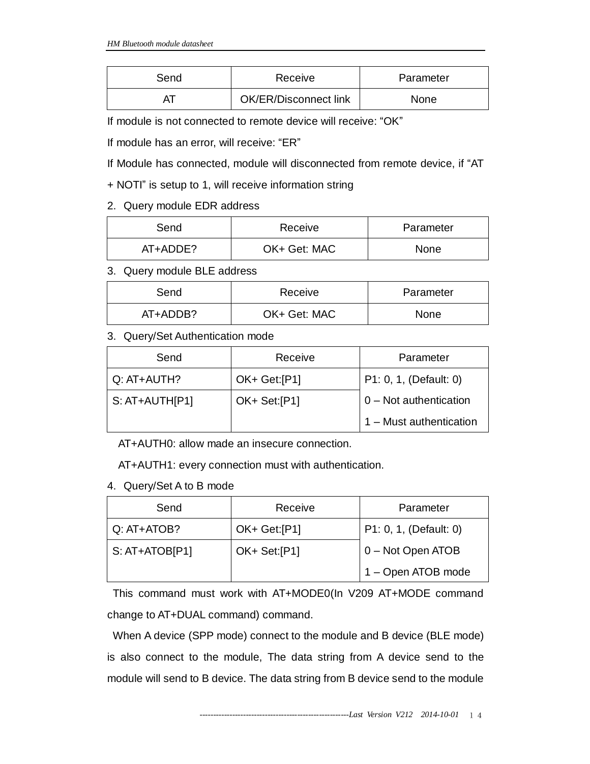| Send | Receive | Parameter |
| --- | --- | --- |
| AT | OK/ER/Disconnect link | None |

If module is not connected to remote device will receive: "OK"

If module has an error, will receive: "ER"

If Module has connected, module will disconnected from remote device, if "AT + NOTI" is setup to 1, will receive information string

2. Query module EDR address

| Send | Receive | Parameter |
| --- | --- | --- |
| AT+ADDE? | OK+ Get: MAC | None |

3. Query module BLE address

| Send | Receive | Parameter |
| --- | --- | --- |
| AT+ADDB? | OK+ Get: MAC | None |

3. Query/Set Authentication mode

| Send | Receive | Parameter |
| --- | --- | --- |
| Q: AT+AUTH? | OK+ Get:[P1] | P1: 0, 1, (Default: 0) |
| S: AT+AUTH[P1] | OK+ Set:[P1] | 0 – Not authentication |
| | | 1 – Must authentication |

AT+AUTH0: allow made an insecure connection.

AT+AUTH1: every connection must with authentication.

4. Query/Set A to B mode

| Send | Receive | Parameter |
| --- | --- | --- |
| Q: AT+ATOB? | OK+ Get:[P1] | P1: 0, 1, (Default: 0) |
| S: AT+ATOB[P1] | OK+ Set:[P1] | 0 – Not Open ATOB |
| | | 1 – Open ATOB mode |

This command must work with AT+MODE0(In V209 AT+MODE command change to AT+DUAL command) command.

When A device (SPP mode) connect to the module and B device (BLE mode) is also connect to the module, The data string from A device send to the module will send to B device. The data string from B device send to the module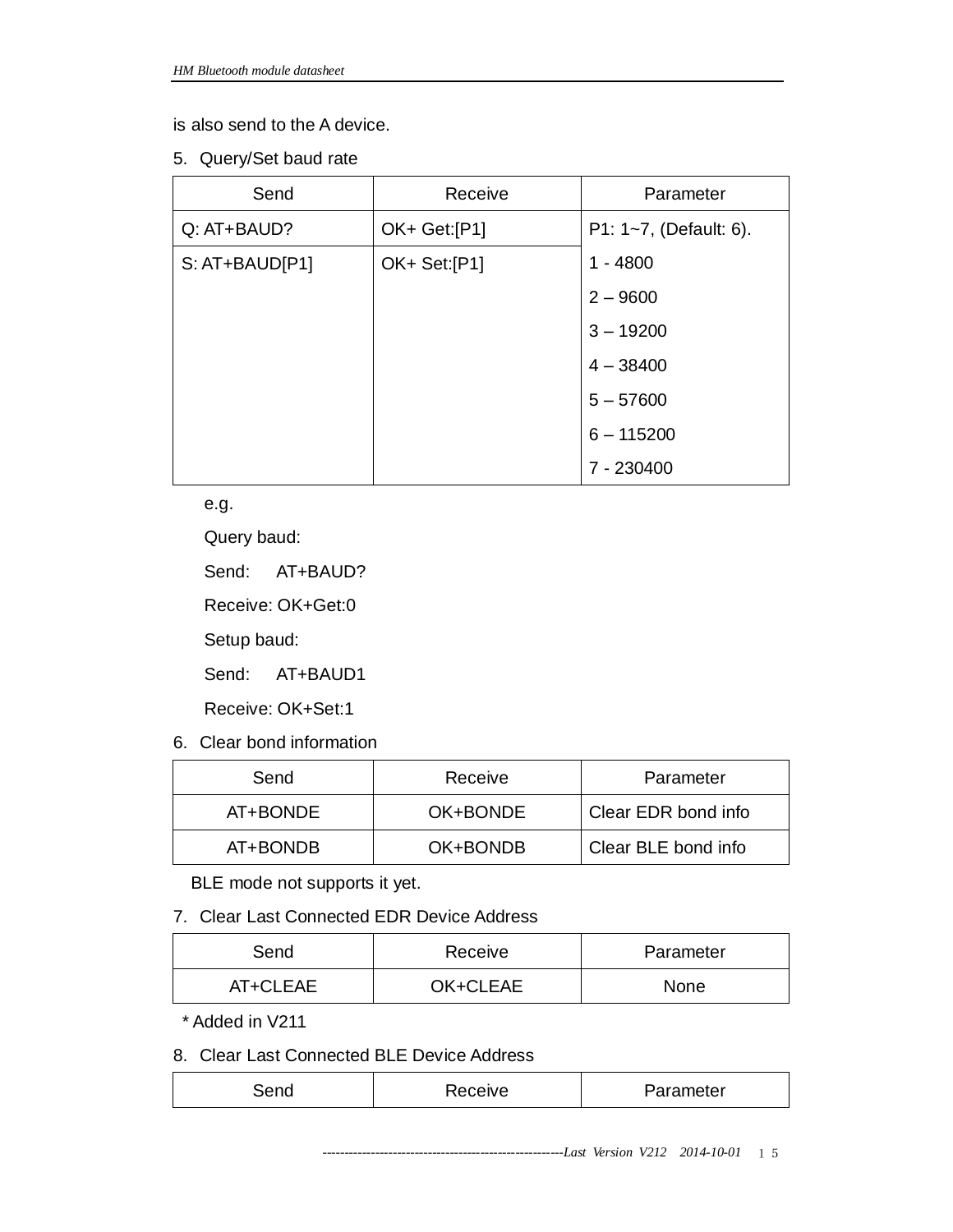is also send to the A device.

5. Query/Set baud rate

| Send | Receive | Parameter |
|---|---|---|
| Q: AT+BAUD? | OK+ Get:[P1] | P1: 1~7, (Default: 6).<br>1 - 4800<br>2 – 9600<br>3 – 19200<br>4 – 38400<br>5 – 57600<br>6 – 115200<br>7 - 230400 |
| S: AT+BAUD[P1] | OK+ Set:[P1] | |

e.g.

Query baud:

Send: AT+BAUD?

Receive: OK+Get:0

Setup baud:

Send: AT+BAUD1

Receive: OK+Set:1

6. Clear bond information

| Send | Receive | Parameter |
|---|---|---|
| AT+BONDE | OK+BONDE | Clear EDR bond info |
| AT+BONDB | OK+BONDB | Clear BLE bond info |

BLE mode not supports it yet.

7. Clear Last Connected EDR Device Address

| Send | Receive | Parameter |
|---|---|---|
| AT+CLEAE | OK+CLEAE | None |

\* Added in V211

8. Clear Last Connected BLE Device Address

| Send | Receive | Parameter |
|---|---|---|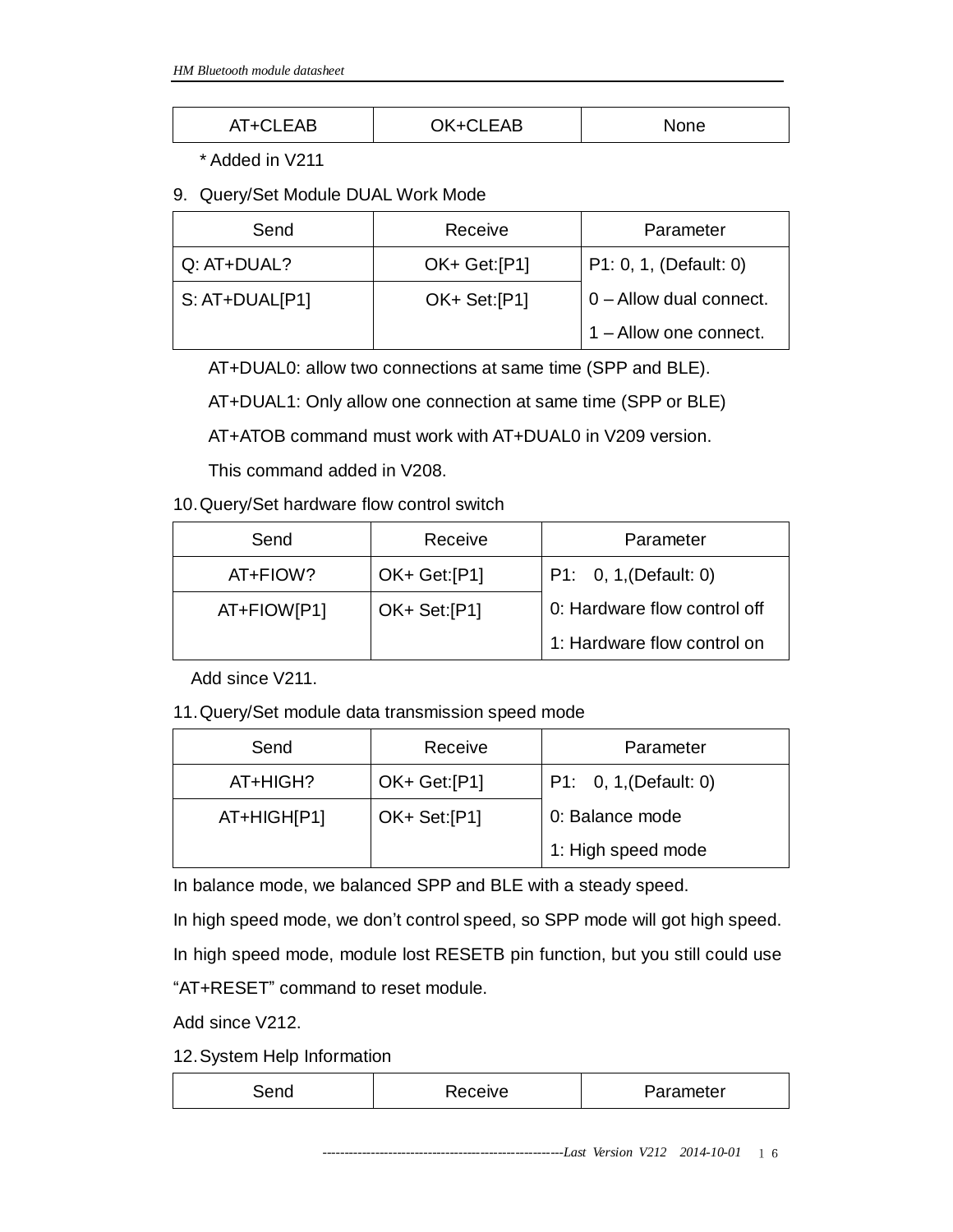| AT+CLEAB | OK+CLEAB | None |
|---|---|---|

\* Added in V211

9. Query/Set Module DUAL Work Mode

| Send | Receive | Parameter |
|---|---|---|
| Q: AT+DUAL? | OK+ Get:[P1] | P1: 0, 1, (Default: 0) |
| S: AT+DUAL[P1] | OK+ Set:[P1] | 0 – Allow dual connect. |
| | | 1 – Allow one connect. |

AT+DUAL0: allow two connections at same time (SPP and BLE).

AT+DUAL1: Only allow one connection at same time (SPP or BLE)

AT+ATOB command must work with AT+DUAL0 in V209 version.

This command added in V208.

10. Query/Set hardware flow control switch

| Send | Receive | Parameter |
|---|---|---|
| AT+FIOW? | OK+ Get:[P1] | P1: 0, 1,(Default: 0) |
| AT+FIOW[P1] | OK+ Set:[P1] | 0: Hardware flow control off |
| | | 1: Hardware flow control on |

Add since V211.

11. Query/Set module data transmission speed mode

| Send | Receive | Parameter |
|---|---|---|
| AT+HIGH? | OK+ Get:[P1] | P1: 0, 1,(Default: 0) |
| AT+HIGH[P1] | OK+ Set:[P1] | 0: Balance mode |
| | | 1: High speed mode |

In balance mode, we balanced SPP and BLE with a steady speed.

In high speed mode, we don't control speed, so SPP mode will got high speed.

In high speed mode, module lost RESETB pin function, but you still could use "AT+RESET" command to reset module.

Add since V212.

12. System Help Information

| Send | Receive | Parameter |
|---|---|---|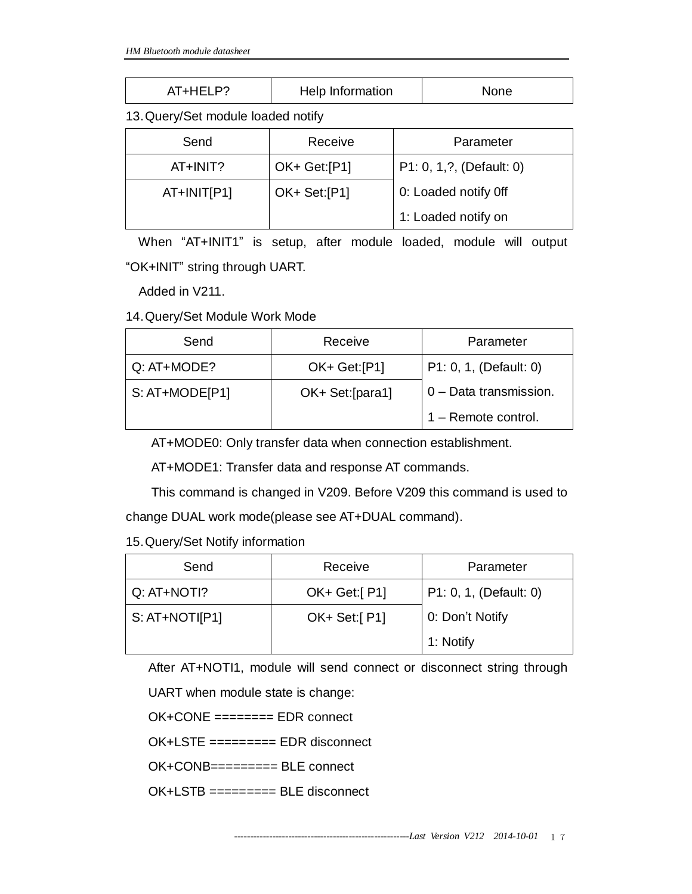| AT+HELP? | Help Information | None |
|---|---|---|

13. Query/Set module loaded notify

| Send | Receive | Parameter |
|---|---|---|
| AT+INIT? | OK+ Get:[P1] | P1: 0, 1,?, (Default: 0) |
| AT+INIT[P1] | OK+ Set:[P1] | 0: Loaded notify 0ff |
| | | 1: Loaded notify on |

When “AT+INIT1” is setup, after module loaded, module will output “OK+INIT” string through UART.

Added in V211.

14. Query/Set Module Work Mode

| Send | Receive | Parameter |
|---|---|---|
| Q: AT+MODE? | OK+ Get:[P1] | P1: 0, 1, (Default: 0) |
| S: AT+MODE[P1] | OK+ Set:[para1] | 0 – Data transmission. |
| | | 1 – Remote control. |

AT+MODE0: Only transfer data when connection establishment.

AT+MODE1: Transfer data and response AT commands.

This command is changed in V209. Before V209 this command is used to change DUAL work mode(please see AT+DUAL command).

15. Query/Set Notify information

| Send | Receive | Parameter |
|---|---|---|
| Q: AT+NOTI? | OK+ Get:[ P1] | P1: 0, 1, (Default: 0) |
| S: AT+NOTI[P1] | OK+ Set:[ P1] | 0: Don’t Notify |
| | | 1: Notify |

After AT+NOTI1, module will send connect or disconnect string through UART when module state is change:

OK+CONE ======== EDR connect

OK+LSTE ========= EDR disconnect

OK+CONB========= BLE connect

OK+LSTB ========= BLE disconnect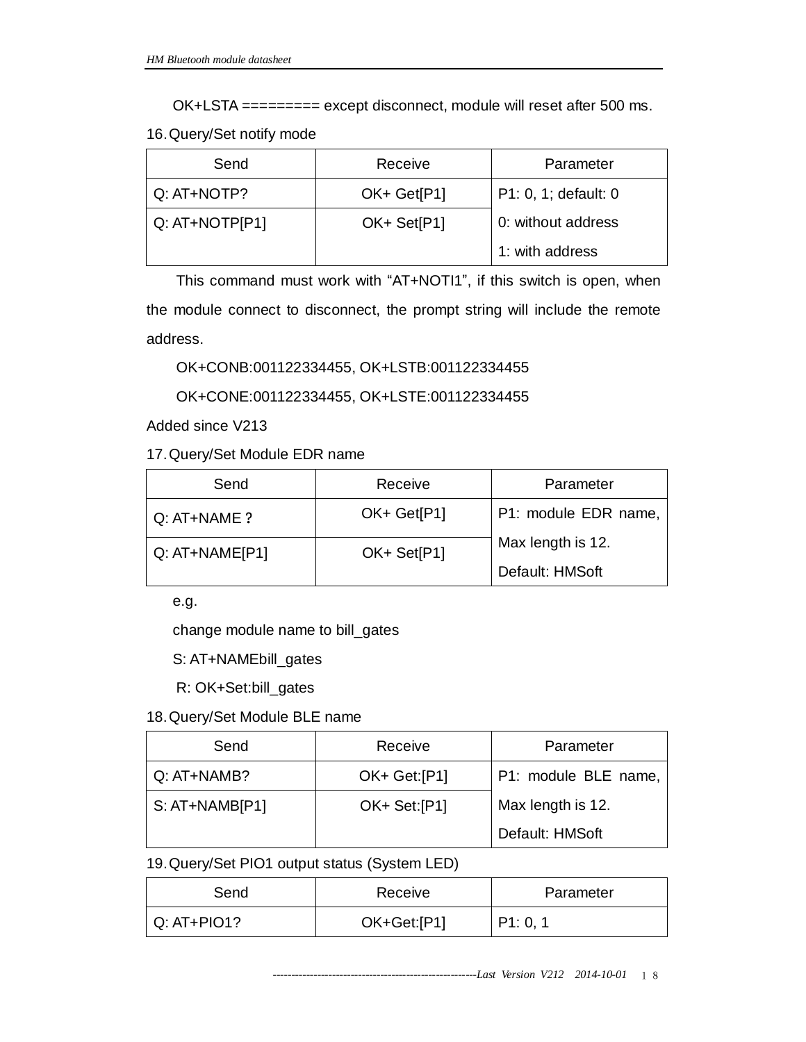OK+LSTA ========= except disconnect, module will reset after 500 ms.

16. Query/Set notify mode

| Send | Receive | Parameter |
|---|---|---|
| Q: AT+NOTP? | OK+ Get[P1] | P1: 0, 1; default: 0 |
| Q: AT+NOTP[P1] | OK+ Set[P1] | 0: without address<br>1: with address |

This command must work with "AT+NOTI1", if this switch is open, when the module connect to disconnect, the prompt string will include the remote address.

OK+CONB:001122334455, OK+LSTB:001122334455

OK+CONE:001122334455, OK+LSTE:001122334455

Added since V213

17. Query/Set Module EDR name

| Send | Receive | Parameter |
|---|---|---|
| Q: AT+NAME？ | OK+ Get[P1] | P1: module EDR name, |
| Q: AT+NAME[P1] | OK+ Set[P1] | Max length is 12.<br>Default: HMSoft |

e.g.

change module name to bill_gates

S: AT+NAMEbill_gates

R: OK+Set:bill_gates

18. Query/Set Module BLE name

| Send | Receive | Parameter |
|---|---|---|
| Q: AT+NAMB? | OK+ Get:[P1] | P1: module BLE name, |
| S: AT+NAMB[P1] | OK+ Set:[P1] | Max length is 12.<br>Default: HMSoft |

19. Query/Set PIO1 output status (System LED)

| Send | Receive | Parameter |
|---|---|---|
| Q: AT+PIO1? | OK+Get:[P1] | P1: 0, 1 |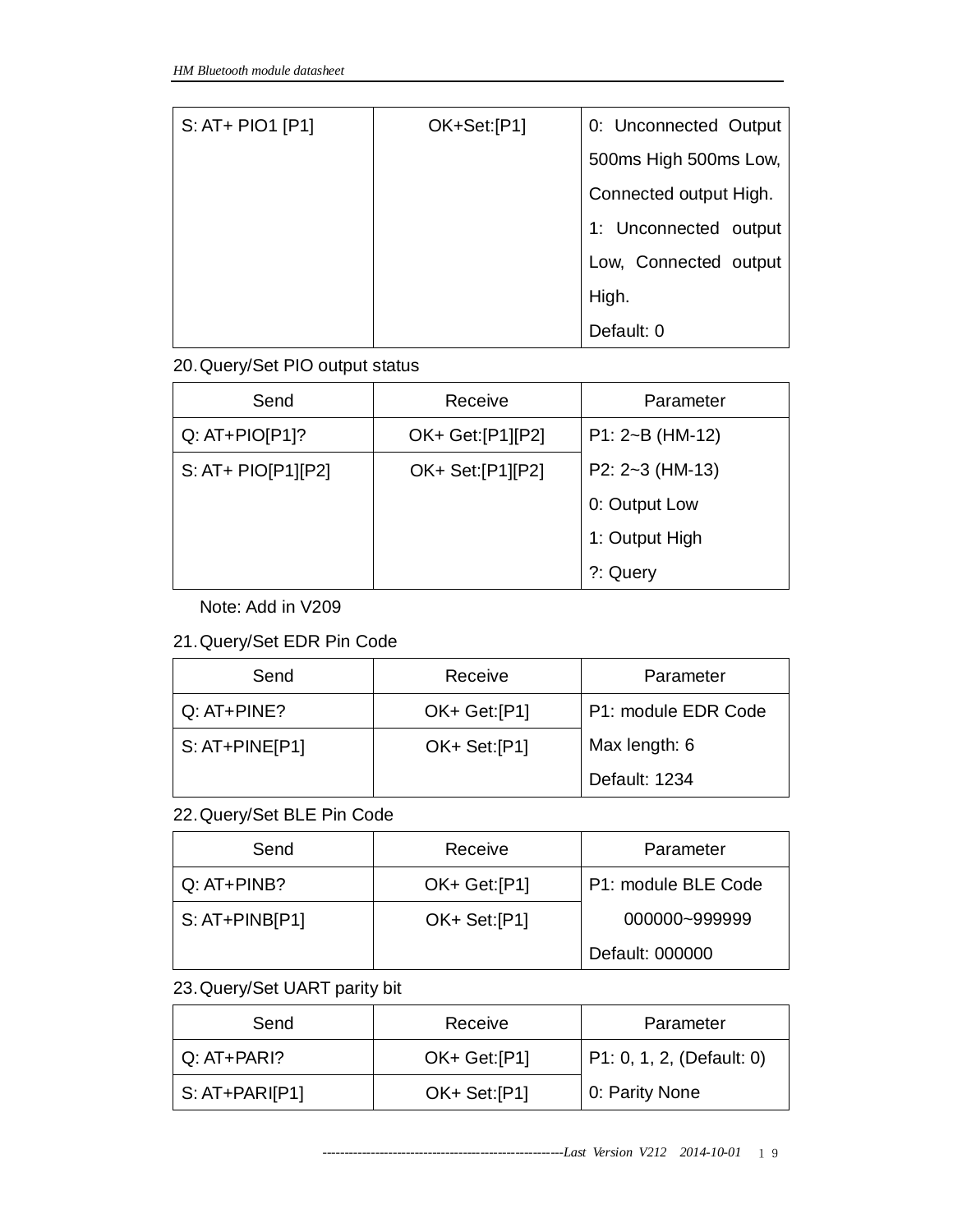| S: AT+ PIO1 [P1] | OK+Set:[P1] | 0: Unconnected Output 500ms High 500ms Low, Connected output High.<br>1: Unconnected output Low, Connected output High.<br>Default: 0 |
|---|---|---|

20. Query/Set PIO output status

| Send | Receive | Parameter |
|---|---|---|
| Q: AT+PIO[P1]? | OK+ Get:[P1][P2] | P1: 2~B (HM-12)<br>P2: 2~3 (HM-13)<br>0: Output Low<br>1: Output High<br>?: Query |
| S: AT+ PIO[P1][P2] | OK+ Set:[P1][P2] | |

Note: Add in V209

21. Query/Set EDR Pin Code

| Send | Receive | Parameter |
|---|---|---|
| Q: AT+PINE? | OK+ Get:[P1] | P1: module EDR Code<br>Max length: 6<br>Default: 1234 |
| S: AT+PINE[P1] | OK+ Set:[P1] | |

22. Query/Set BLE Pin Code

| Send | Receive | Parameter |
|---|---|---|
| Q: AT+PINB? | OK+ Get:[P1] | P1: module BLE Code<br>000000~999999<br>Default: 000000 |
| S: AT+PINB[P1] | OK+ Set:[P1] | |

23. Query/Set UART parity bit

| Send | Receive | Parameter |
|---|---|---|
| Q: AT+PARI? | OK+ Get:[P1] | P1: 0, 1, 2, (Default: 0)<br>0: Parity None |
| S: AT+PARI[P1] | OK+ Set:[P1] | |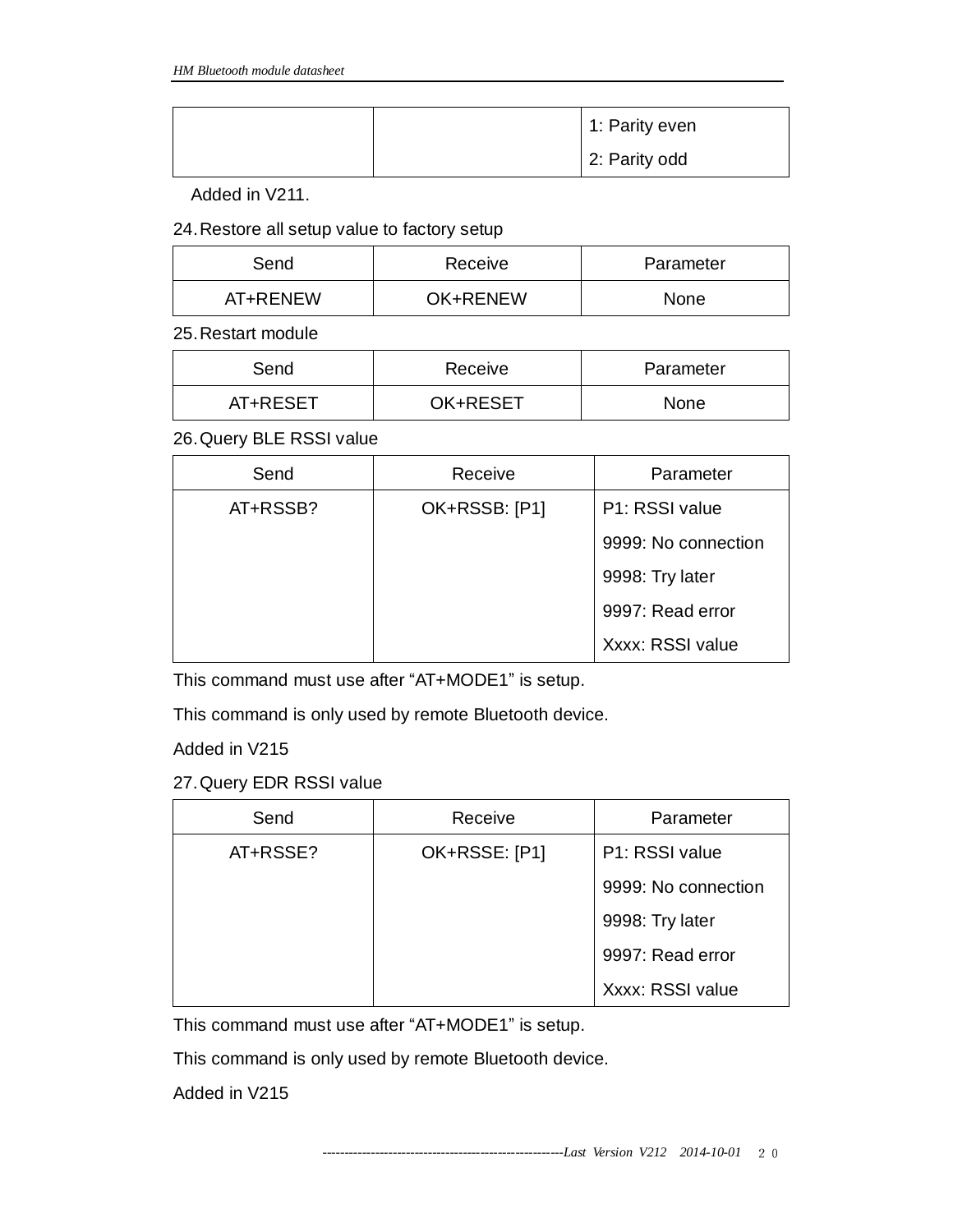| | | 1: Parity even<br>2: Parity odd |
|---|---|---|

Added in V211.

24. Restore all setup value to factory setup

| Send | Receive | Parameter |
|---|---|---|
| AT+RENEW | OK+RENEW | None |

25. Restart module

| Send | Receive | Parameter |
|---|---|---|
| AT+RESET | OK+RESET | None |

26. Query BLE RSSI value

| Send | Receive | Parameter |
|---|---|---|
| AT+RSSB? | OK+RSSB: [P1] | P1: RSSI value<br>9999: No connection<br>9998: Try later<br>9997: Read error<br>Xxxx: RSSI value |

This command must use after “AT+MODE1” is setup.

This command is only used by remote Bluetooth device.

Added in V215

27. Query EDR RSSI value

| Send | Receive | Parameter |
|---|---|---|
| AT+RSSE? | OK+RSSE: [P1] | P1: RSSI value<br>9999: No connection<br>9998: Try later<br>9997: Read error<br>Xxxx: RSSI value |

This command must use after “AT+MODE1” is setup.

This command is only used by remote Bluetooth device.

Added in V215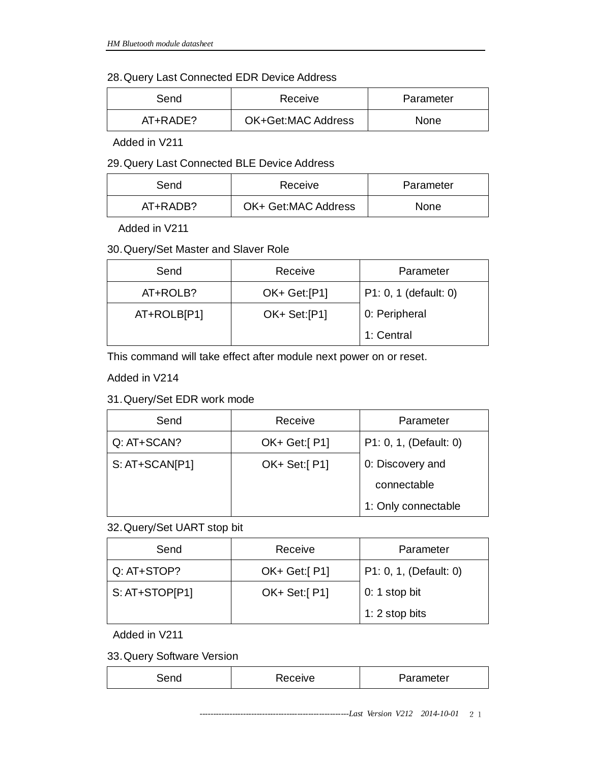28. Query Last Connected EDR Device Address

| Send | Receive | Parameter |
|---|---|---|
| AT+RADE? | OK+Get:MAC Address | None |

Added in V211

29. Query Last Connected BLE Device Address

| Send | Receive | Parameter |
|---|---|---|
| AT+RADB? | OK+ Get:MAC Address | None |

Added in V211

30. Query/Set Master and Slaver Role

| Send | Receive | Parameter |
|---|---|---|
| AT+ROLB? | OK+ Get:[P1] | P1: 0, 1 (default: 0)<br>0: Peripheral<br>1: Central |
| AT+ROLB[P1] | OK+ Set:[P1] | |

This command will take effect after module next power on or reset.

Added in V214

31. Query/Set EDR work mode

| Send | Receive | Parameter |
|---|---|---|
| Q: AT+SCAN? | OK+ Get:[ P1] | P1: 0, 1, (Default: 0)<br>0: Discovery and connectable<br>1: Only connectable |
| S: AT+SCAN[P1] | OK+ Set:[ P1] | |

32. Query/Set UART stop bit

| Send | Receive | Parameter |
|---|---|---|
| Q: AT+STOP? | OK+ Get:[ P1] | P1: 0, 1, (Default: 0)<br>0: 1 stop bit<br>1: 2 stop bits |
| S: AT+STOP[P1] | OK+ Set:[ P1] | |

Added in V211

33. Query Software Version

| Send | Receive | Parameter |
|---|---|---|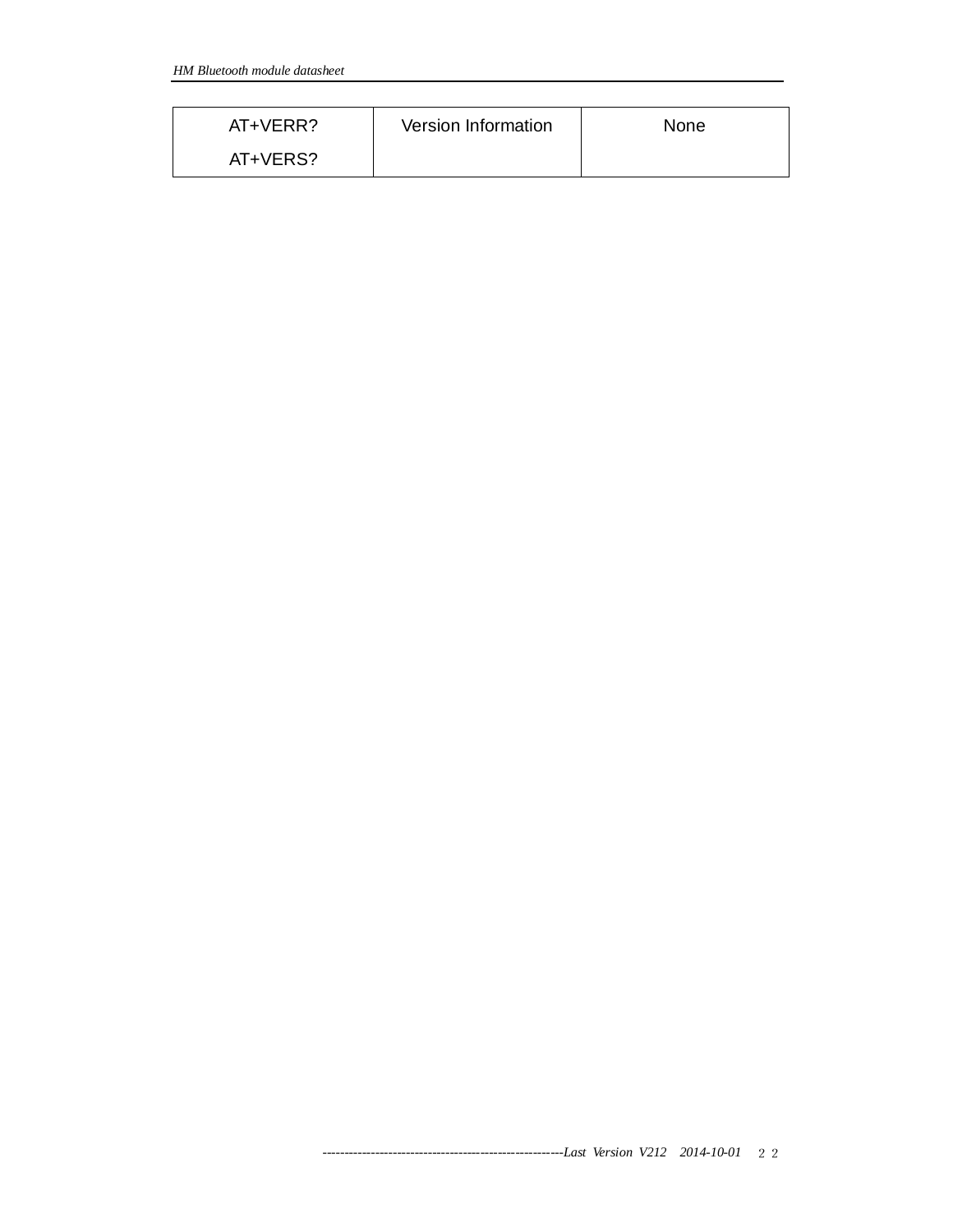| | | |
|---|---|---|
| AT+VERR?<br>AT+VERS? | Version Information | None |